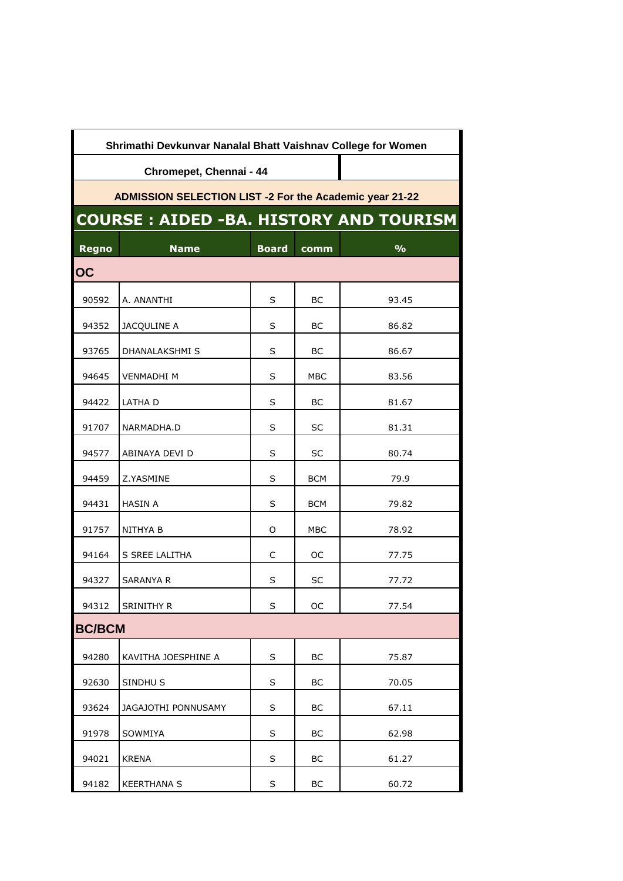# Shrimathi Devkunvar Nanalal Bhatt Vaishnav College for Women

## Chromepet, Chennai - 44

### ADMISSION SELECTION LIST -2 For the Academic year 21-22

## COURSE : AIDED -BA. HISTORY AND TOURISM

| Regno | Name | Board | comm | % |
|---|---|---|---|---|
| **OC** | | | | |
| 90592 | A. ANANTHI | S | BC | 93.45 |
| 94352 | JACQULINE A | S | BC | 86.82 |
| 93765 | DHANALAKSHMI S | S | BC | 86.67 |
| 94645 | VENMADHI M | S | MBC | 83.56 |
| 94422 | LATHA D | S | BC | 81.67 |
| 91707 | NARMADHA.D | S | SC | 81.31 |
| 94577 | ABINAYA DEVI D | S | SC | 80.74 |
| 94459 | Z.YASMINE | S | BCM | 79.9 |
| 94431 | HASIN A | S | BCM | 79.82 |
| 91757 | NITHYA B | O | MBC | 78.92 |
| 94164 | S SREE LALITHA | C | OC | 77.75 |
| 94327 | SARANYA R | S | SC | 77.72 |
| 94312 | SRINITHY R | S | OC | 77.54 |
| **BC/BCM** | | | | |
| 94280 | KAVITHA JOESPHINE A | S | BC | 75.87 |
| 92630 | SINDHU S | S | BC | 70.05 |
| 93624 | JAGAJOTHI PONNUSAMY | S | BC | 67.11 |
| 91978 | SOWMIYA | S | BC | 62.98 |
| 94021 | KRENA | S | BC | 61.27 |
| 94182 | KEERTHANA S | S | BC | 60.72 |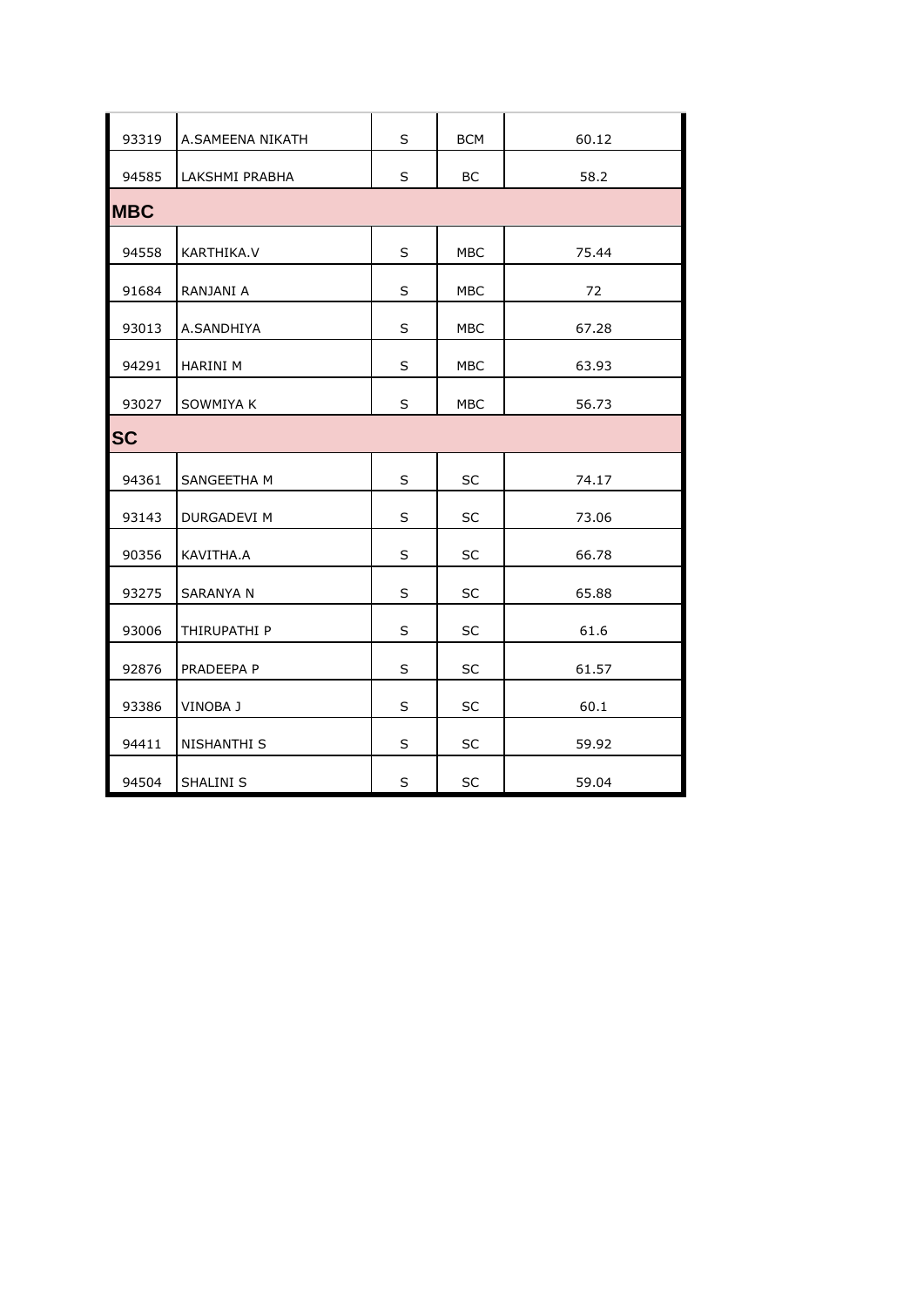| | | | | |
|---|---|---|---|---|
| 93319 | A.SAMEENA NIKATH | S | BCM | 60.12 |
| 94585 | LAKSHMI PRABHA | S | BC | 58.2 |
| **MBC** | | | | |
| 94558 | KARTHIKA.V | S | MBC | 75.44 |
| 91684 | RANJANI A | S | MBC | 72 |
| 93013 | A.SANDHIYA | S | MBC | 67.28 |
| 94291 | HARINI M | S | MBC | 63.93 |
| 93027 | SOWMIYA K | S | MBC | 56.73 |
| **SC** | | | | |
| 94361 | SANGEETHA M | S | SC | 74.17 |
| 93143 | DURGADEVI M | S | SC | 73.06 |
| 90356 | KAVITHA.A | S | SC | 66.78 |
| 93275 | SARANYA N | S | SC | 65.88 |
| 93006 | THIRUPATHI P | S | SC | 61.6 |
| 92876 | PRADEEPA P | S | SC | 61.57 |
| 93386 | VINOBA J | S | SC | 60.1 |
| 94411 | NISHANTHI S | S | SC | 59.92 |
| 94504 | SHALINI S | S | SC | 59.04 |